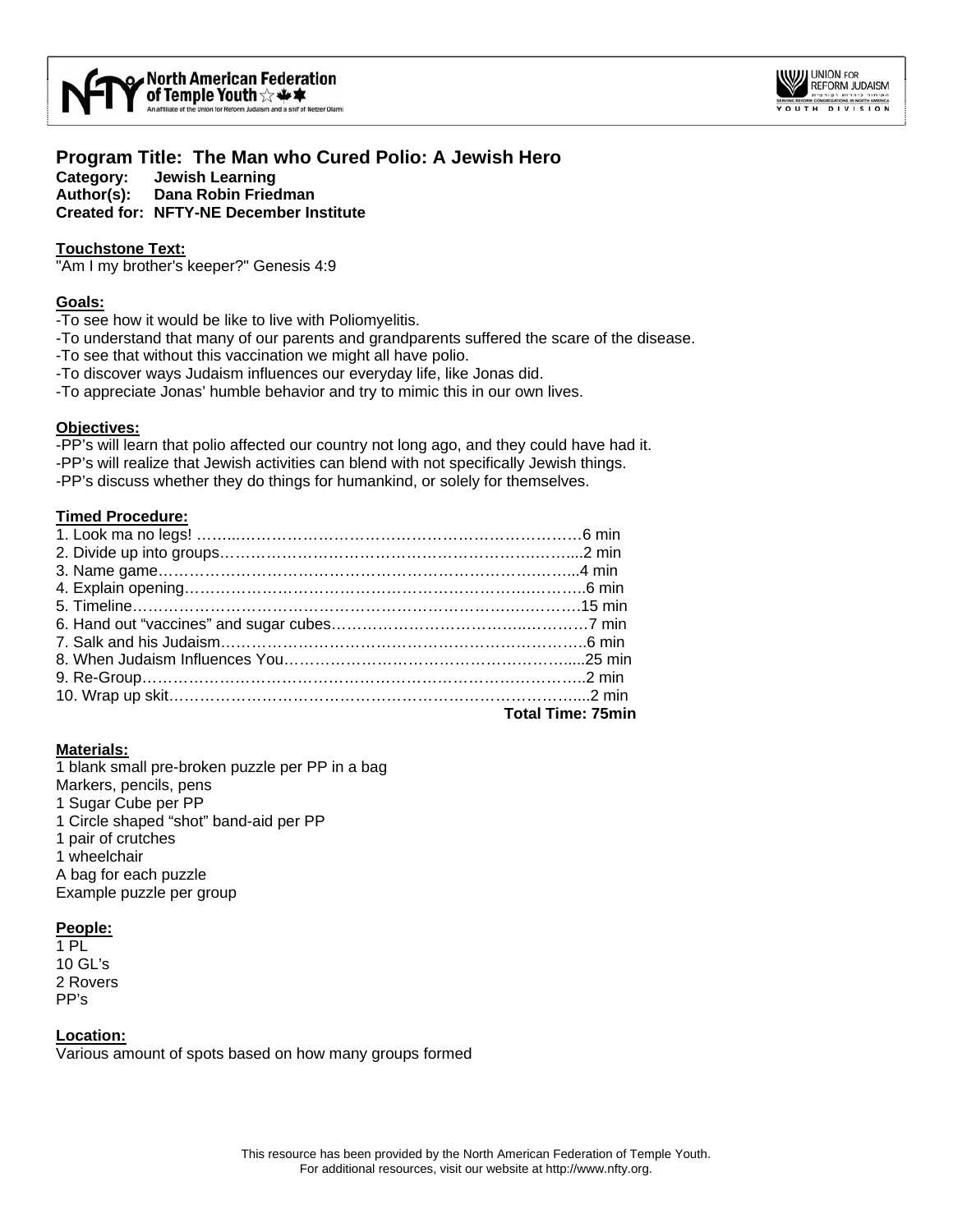**Program Title: The Man who Cured Polio: A Jewish Hero**
**Category: Jewish Learning**
**Author(s): Dana Robin Friedman**
**Created for: NFTY-NE December Institute**

**Touchstone Text:**
"Am I my brother's keeper?" Genesis 4:9

**Goals:**
-To see how it would be like to live with Poliomyelitis.
-To understand that many of our parents and grandparents suffered the scare of the disease.
-To see that without this vaccination we might all have polio.
-To discover ways Judaism influences our everyday life, like Jonas did.
-To appreciate Jonas' humble behavior and try to mimic this in our own lives.

**Objectives:**
-PP's will learn that polio affected our country not long ago, and they could have had it.
-PP's will realize that Jewish activities can blend with not specifically Jewish things.
-PP's discuss whether they do things for humankind, or solely for themselves.

**Timed Procedure:**
1. Look ma no legs! …………………………………………………………6 min
2. Divide up into groups…………………………………………………2 min
3. Name game………………………………………………………………4 min
4. Explain opening………………………………………………………6 min
5. Timeline…………………………………………………………………15 min
6. Hand out "vaccines" and sugar cubes………………………………7 min
7. Salk and his Judaism…………………………………………………6 min
8. When Judaism Influences You………………………………………25 min
9. Re-Group…………………………………………………………………2 min
10. Wrap up skit…………………………………………………………2 min
**Total Time: 75min**

**Materials:**
1 blank small pre-broken puzzle per PP in a bag
Markers, pencils, pens
1 Sugar Cube per PP
1 Circle shaped "shot" band-aid per PP
1 pair of crutches
1 wheelchair
A bag for each puzzle
Example puzzle per group

**People:**
1 PL
10 GL's
2 Rovers
PP's

**Location:**
Various amount of spots based on how many groups formed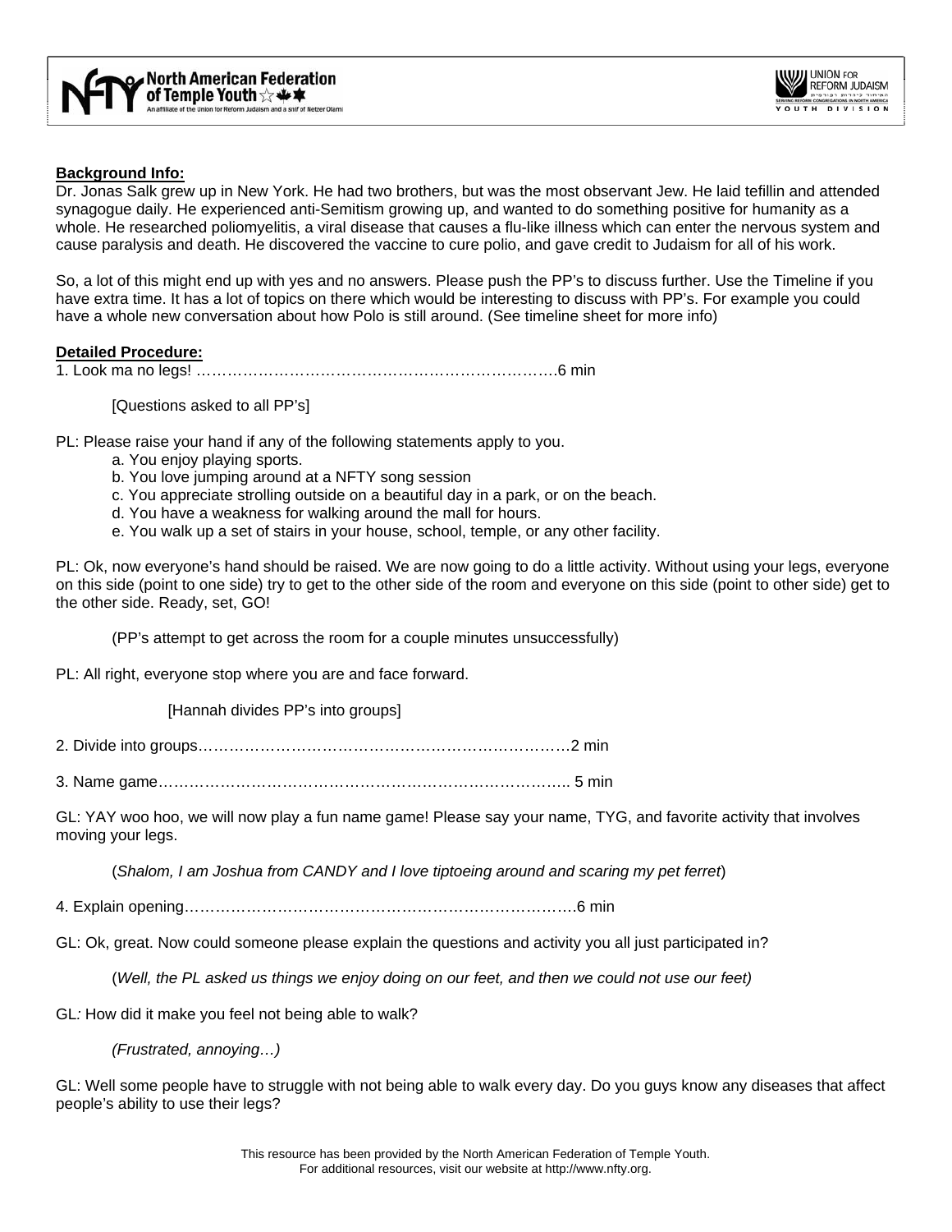**Background Info:**

Dr. Jonas Salk grew up in New York. He had two brothers, but was the most observant Jew. He laid tefillin and attended synagogue daily. He experienced anti-Semitism growing up, and wanted to do something positive for humanity as a whole. He researched poliomyelitis, a viral disease that causes a flu-like illness which can enter the nervous system and cause paralysis and death. He discovered the vaccine to cure polio, and gave credit to Judaism for all of his work.

So, a lot of this might end up with yes and no answers. Please push the PP's to discuss further. Use the Timeline if you have extra time. It has a lot of topics on there which would be interesting to discuss with PP's. For example you could have a whole new conversation about how Polo is still around. (See timeline sheet for more info)

**Detailed Procedure:**

1. Look ma no legs! ……………………………………………………………….6 min

[Questions asked to all PP's]

PL: Please raise your hand if any of the following statements apply to you.

a. You enjoy playing sports.
b. You love jumping around at a NFTY song session
c. You appreciate strolling outside on a beautiful day in a park, or on the beach.
d. You have a weakness for walking around the mall for hours.
e. You walk up a set of stairs in your house, school, temple, or any other facility.

PL: Ok, now everyone's hand should be raised. We are now going to do a little activity. Without using your legs, everyone on this side (point to one side) try to get to the other side of the room and everyone on this side (point to other side) get to the other side. Ready, set, GO!

(PP's attempt to get across the room for a couple minutes unsuccessfully)

PL: All right, everyone stop where you are and face forward.

[Hannah divides PP's into groups]

2. Divide into groups…………………………………………………………………2 min

3. Name game……………………………………………………………………….. 5 min

GL: YAY woo hoo, we will now play a fun name game! Please say your name, TYG, and favorite activity that involves moving your legs.

(*Shalom, I am Joshua from CANDY and I love tiptoeing around and scaring my pet ferret*)

4. Explain opening……………………………………………………………………6 min

GL: Ok, great. Now could someone please explain the questions and activity you all just participated in?

(*Well, the PL asked us things we enjoy doing on our feet, and then we could not use our feet)*

GL*:* How did it make you feel not being able to walk?

*(Frustrated, annoying…)*

GL: Well some people have to struggle with not being able to walk every day. Do you guys know any diseases that affect people's ability to use their legs?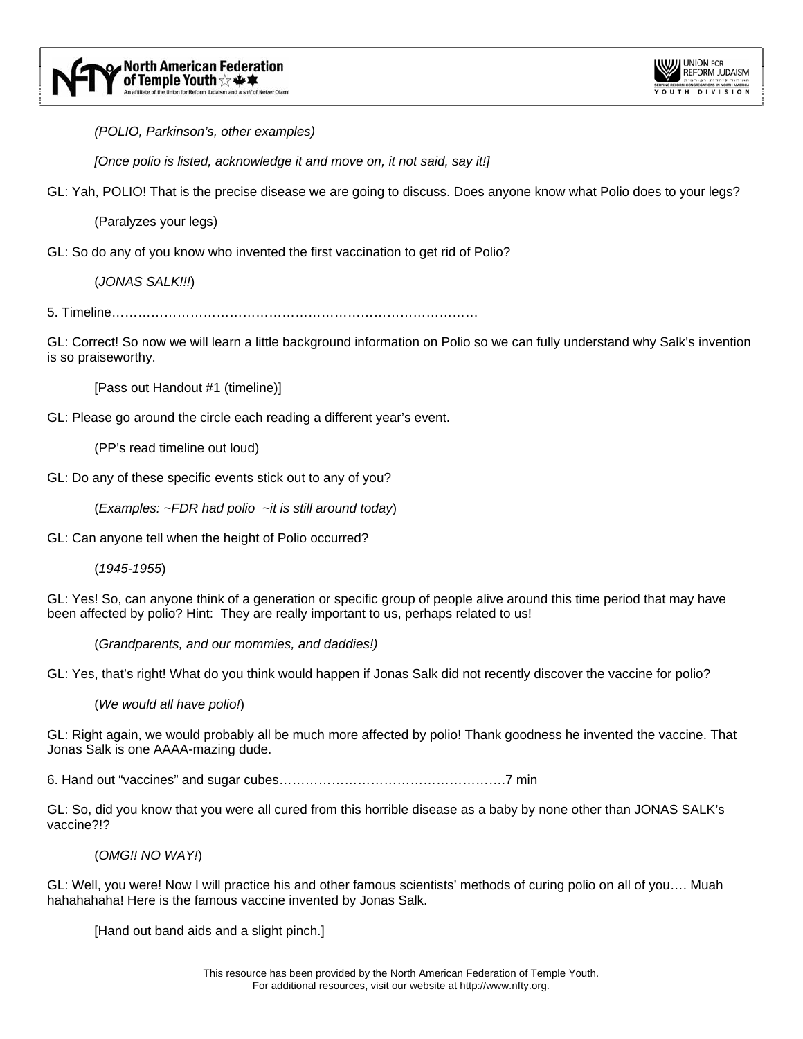*(POLIO, Parkinson's, other examples)*

*[Once polio is listed, acknowledge it and move on, it not said, say it!]*

GL: Yah, POLIO! That is the precise disease we are going to discuss. Does anyone know what Polio does to your legs?

(Paralyzes your legs)

GL: So do any of you know who invented the first vaccination to get rid of Polio?

(*JONAS SALK!!!*)

5. Timeline……………………………………………………………………………

GL: Correct! So now we will learn a little background information on Polio so we can fully understand why Salk's invention is so praiseworthy.

[Pass out Handout #1 (timeline)]

GL: Please go around the circle each reading a different year's event.

(PP's read timeline out loud)

GL: Do any of these specific events stick out to any of you?

(*Examples: ~FDR had polio ~it is still around today*)

GL: Can anyone tell when the height of Polio occurred?

(*1945-1955*)

GL: Yes! So, can anyone think of a generation or specific group of people alive around this time period that may have been affected by polio? Hint: They are really important to us, perhaps related to us!

(*Grandparents, and our mommies, and daddies!)*

GL: Yes, that's right! What do you think would happen if Jonas Salk did not recently discover the vaccine for polio?

(*We would all have polio!*)

GL: Right again, we would probably all be much more affected by polio! Thank goodness he invented the vaccine. That Jonas Salk is one AAAA-mazing dude.

6. Hand out "vaccines" and sugar cubes…………………………………………….7 min

GL: So, did you know that you were all cured from this horrible disease as a baby by none other than JONAS SALK's vaccine?!?

(*OMG!! NO WAY!*)

GL: Well, you were! Now I will practice his and other famous scientists' methods of curing polio on all of you…. Muah hahahahaha! Here is the famous vaccine invented by Jonas Salk.

[Hand out band aids and a slight pinch.]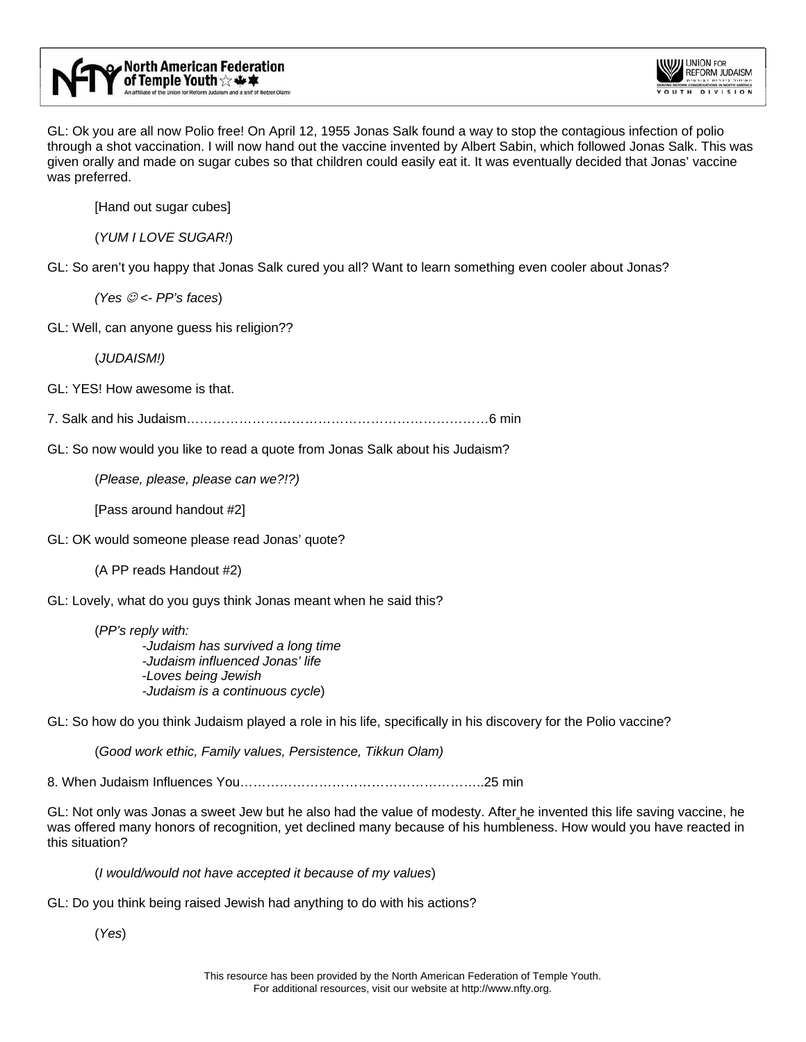GL: Ok you are all now Polio free! On April 12, 1955 Jonas Salk found a way to stop the contagious infection of polio through a shot vaccination. I will now hand out the vaccine invented by Albert Sabin, which followed Jonas Salk. This was given orally and made on sugar cubes so that children could easily eat it. It was eventually decided that Jonas' vaccine was preferred.

> [Hand out sugar cubes]
>
> (*YUM I LOVE SUGAR!*)

GL: So aren't you happy that Jonas Salk cured you all? Want to learn something even cooler about Jonas?

> *(Yes ☺ <- PP's faces*)

GL: Well, can anyone guess his religion??

> (*JUDAISM!)*

GL: YES! How awesome is that.

7. Salk and his Judaism……………………………………………………………6 min

GL: So now would you like to read a quote from Jonas Salk about his Judaism?

> (*Please, please, please can we?!?)*
>
> [Pass around handout #2]

GL: OK would someone please read Jonas' quote?

> (A PP reads Handout #2)

GL: Lovely, what do you guys think Jonas meant when he said this?

> (*PP's reply with:*
> - *Judaism has survived a long time*
> - *Judaism influenced Jonas' life*
> - *Loves being Jewish*
> - *Judaism is a continuous cycle*)

GL: So how do you think Judaism played a role in his life, specifically in his discovery for the Polio vaccine?

> (*Good work ethic, Family values, Persistence, Tikkun Olam)*

8. When Judaism Influences You………………………………………………..25 min

GL: Not only was Jonas a sweet Jew but he also had the value of modesty. After he invented this life saving vaccine, he was offered many honors of recognition, yet declined many because of his humbleness. How would you have reacted in this situation?

> (*I would/would not have accepted it because of my values*)

GL: Do you think being raised Jewish had anything to do with his actions?

> (*Yes*)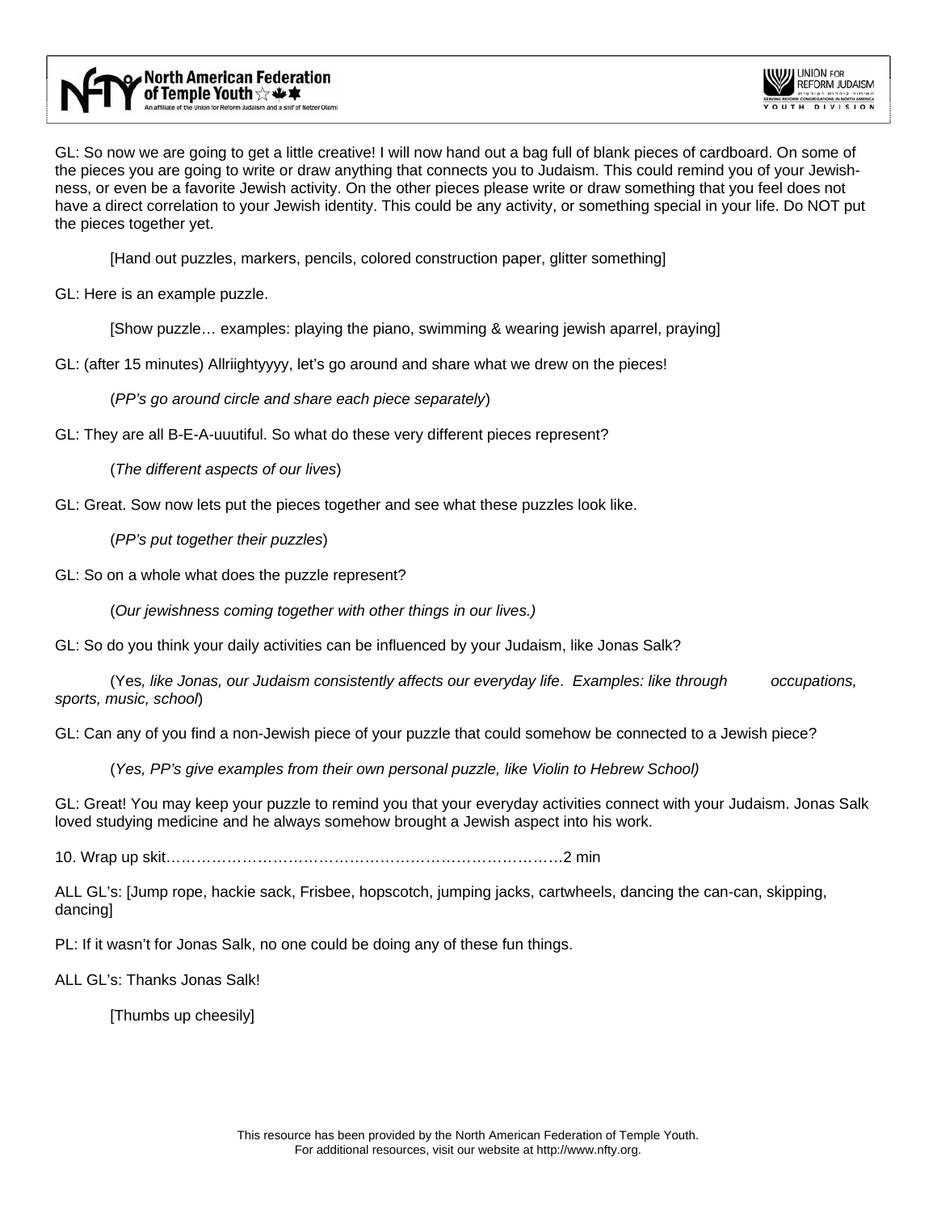GL: So now we are going to get a little creative! I will now hand out a bag full of blank pieces of cardboard. On some of the pieces you are going to write or draw anything that connects you to Judaism. This could remind you of your Jewish-ness, or even be a favorite Jewish activity. On the other pieces please write or draw something that you feel does not have a direct correlation to your Jewish identity. This could be any activity, or something special in your life. Do NOT put the pieces together yet.

[Hand out puzzles, markers, pencils, colored construction paper, glitter something]

GL: Here is an example puzzle.

[Show puzzle… examples: playing the piano, swimming & wearing jewish aparrel, praying]

GL: (after 15 minutes) Allriightyyyy, let's go around and share what we drew on the pieces!

(*PP's go around circle and share each piece separately*)

GL: They are all B-E-A-uuutiful. So what do these very different pieces represent?

(*The different aspects of our lives*)

GL: Great. Sow now lets put the pieces together and see what these puzzles look like.

(*PP's put together their puzzles*)

GL: So on a whole what does the puzzle represent?

(*Our jewishness coming together with other things in our lives.)*

GL: So do you think your daily activities can be influenced by your Judaism, like Jonas Salk?

(Yes*, like Jonas, our Judaism consistently affects our everyday life*. *Examples: like through occupations, sports, music, school*)

GL: Can any of you find a non-Jewish piece of your puzzle that could somehow be connected to a Jewish piece?

(*Yes, PP's give examples from their own personal puzzle, like Violin to Hebrew School)*

GL: Great! You may keep your puzzle to remind you that your everyday activities connect with your Judaism. Jonas Salk loved studying medicine and he always somehow brought a Jewish aspect into his work.

10. Wrap up skit……………………………………………………………………….2 min

ALL GL's: [Jump rope, hackie sack, Frisbee, hopscotch, jumping jacks, cartwheels, dancing the can-can, skipping, dancing]

PL: If it wasn't for Jonas Salk, no one could be doing any of these fun things.

ALL GL's: Thanks Jonas Salk!

[Thumbs up cheesily]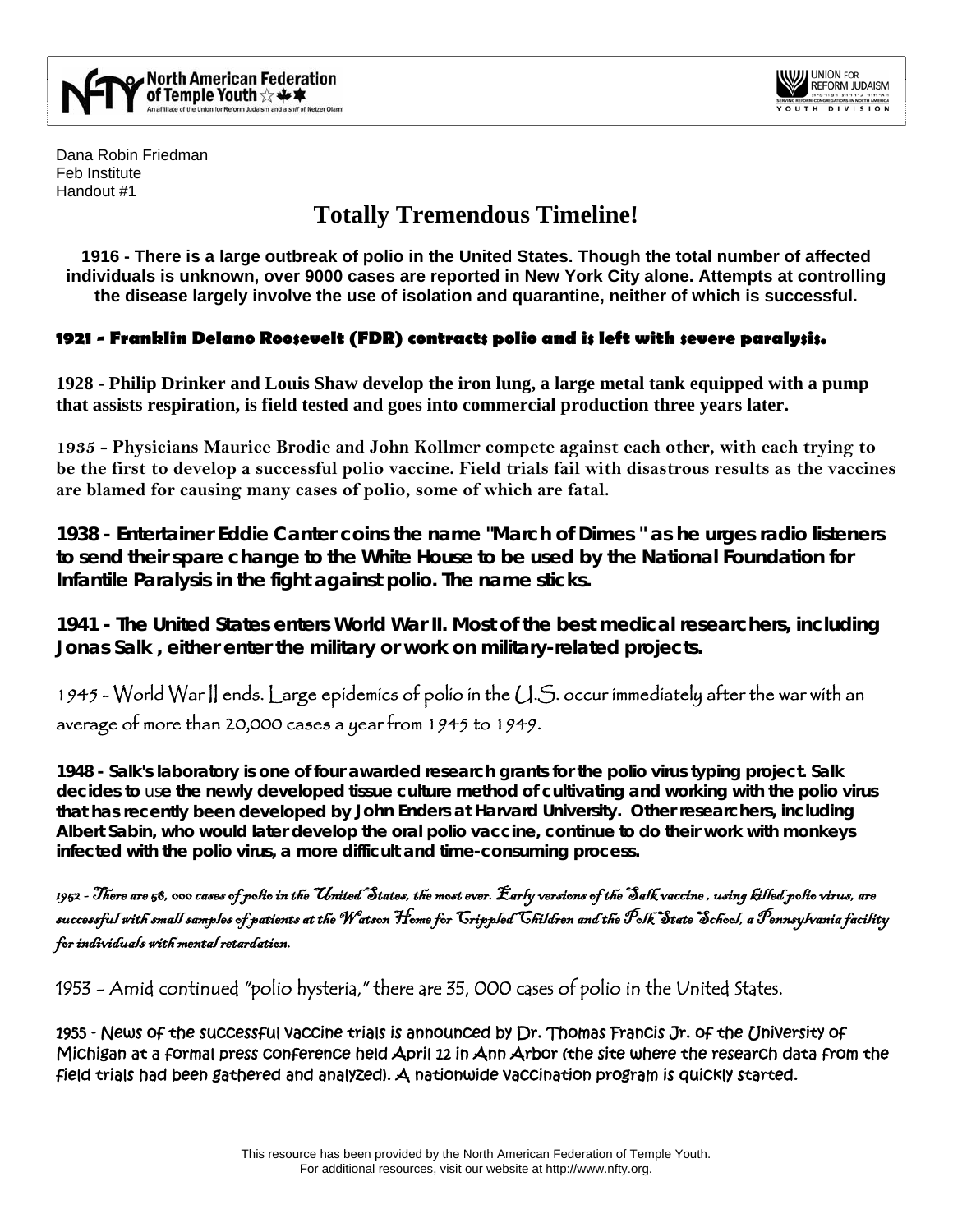Dana Robin Friedman
Feb Institute
Handout #1

# Totally Tremendous Timeline!

**1916 - There is a large outbreak of polio in the United States. Though the total number of affected individuals is unknown, over 9000 cases are reported in New York City alone. Attempts at controlling the disease largely involve the use of isolation and quarantine, neither of which is successful.**

**1921 - Franklin Delano Roosevelt (FDR) contracts polio and is left with severe paralysis.**

**1928 - Philip Drinker and Louis Shaw develop the iron lung, a large metal tank equipped with a pump that assists respiration, is field tested and goes into commercial production three years later.**

**1935 - Physicians Maurice Brodie and John Kollmer compete against each other, with each trying to be the first to develop a successful polio vaccine. Field trials fail with disastrous results as the vaccines are blamed for causing many cases of polio, some of which are fatal.**

**1938 - Entertainer Eddie Canter coins the name "March of Dimes " as he urges radio listeners to send their spare change to the White House to be used by the National Foundation for Infantile Paralysis in the fight against polio. The name sticks.**

**1941 - The United States enters World War II. Most of the best medical researchers, including Jonas Salk , either enter the military or work on military-related projects.**

1945 - World War II ends. Large epidemics of polio in the U.S. occur immediately after the war with an average of more than 20,000 cases a year from 1945 to 1949.

**1948 - Salk's laboratory is one of four awarded research grants for the polio virus typing project. Salk decides to use the newly developed tissue culture method of cultivating and working with the polio virus that has recently been developed by John Enders at Harvard University. Other researchers, including Albert Sabin, who would later develop the oral polio vaccine, continue to do their work with monkeys infected with the polio virus, a more difficult and time-consuming process.**

*1952 - There are 58, 000 cases of polio in the United States, the most ever. Early versions of the Salk vaccine , using killed polio virus, are successful with small samples of patients at the Watson Home for Crippled Children and the Polk State School, a Pennsylvania facility for individuals with mental retardation.*

1953 – Amid continued "polio hysteria," there are 35, 000 cases of polio in the United States.

1955 - News of the successful vaccine trials is announced by Dr. Thomas Francis Jr. of the University of Michigan at a formal press conference held April 12 in Ann Arbor (the site where the research data from the field trials had been gathered and analyzed). A nationwide vaccination program is quickly started.

This resource has been provided by the North American Federation of Temple Youth.
For additional resources, visit our website at http://www.nfty.org.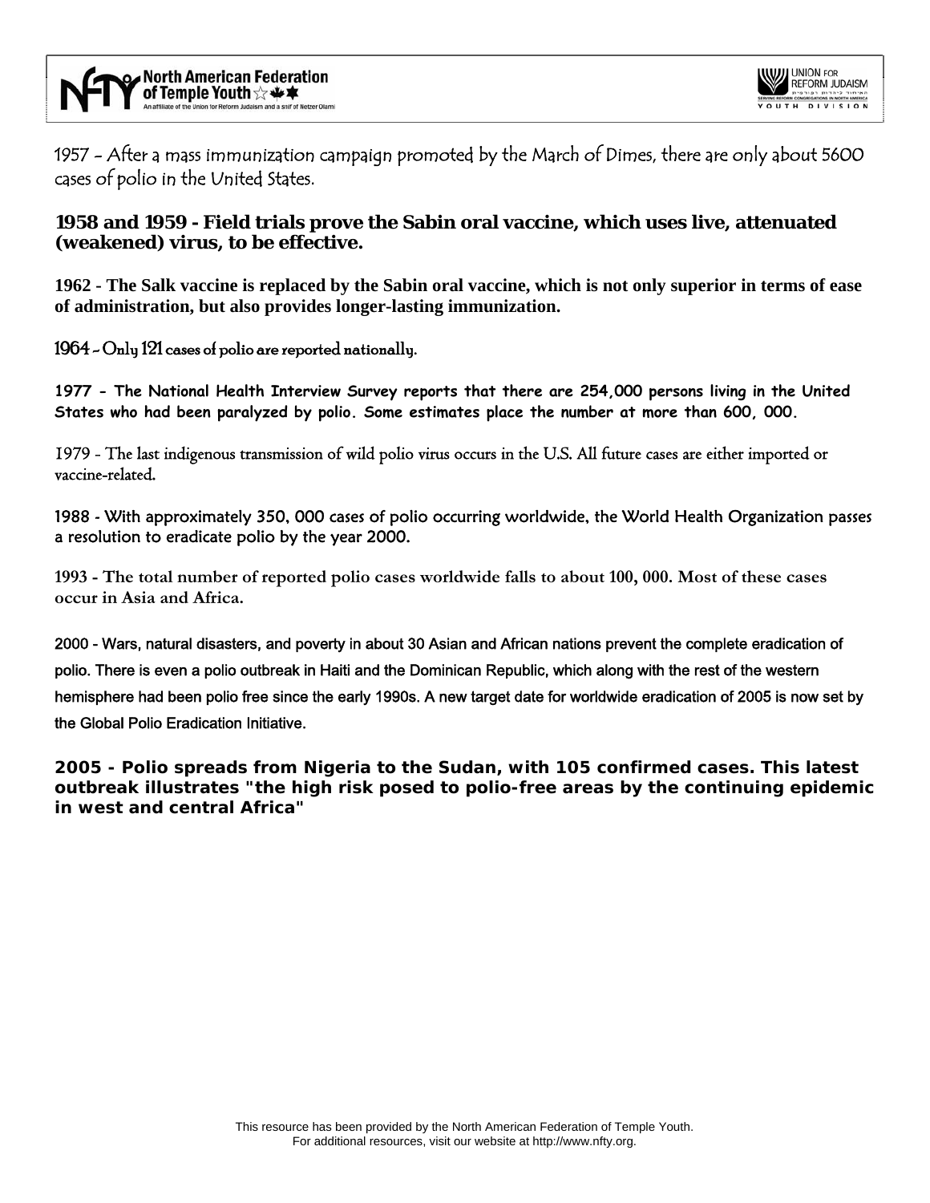1957 - After a mass immunization campaign promoted by the March of Dimes, there are only about 5600 cases of polio in the United States.

**1958 and 1959 - Field trials prove the Sabin oral vaccine, which uses live, attenuated (weakened) virus, to be effective.**

**1962 - The Salk vaccine is replaced by the Sabin oral vaccine, which is not only superior in terms of ease of administration, but also provides longer-lasting immunization.**

1964 - Only 121 cases of polio are reported nationally.

**1977 - The National Health Interview Survey reports that there are 254,000 persons living in the United States who had been paralyzed by polio. Some estimates place the number at more than 600, 000.**

1979 - The last indigenous transmission of wild polio virus occurs in the U.S. All future cases are either imported or vaccine-related.

1988 - With approximately 350, 000 cases of polio occurring worldwide, the World Health Organization passes a resolution to eradicate polio by the year 2000.

**1993 - The total number of reported polio cases worldwide falls to about 100, 000. Most of these cases occur in Asia and Africa.**

2000 - Wars, natural disasters, and poverty in about 30 Asian and African nations prevent the complete eradication of polio. There is even a polio outbreak in Haiti and the Dominican Republic, which along with the rest of the western hemisphere had been polio free since the early 1990s. A new target date for worldwide eradication of 2005 is now set by the Global Polio Eradication Initiative.

**2005 - Polio spreads from Nigeria to the Sudan, with 105 confirmed cases. This latest outbreak illustrates "the high risk posed to polio-free areas by the continuing epidemic in west and central Africa"**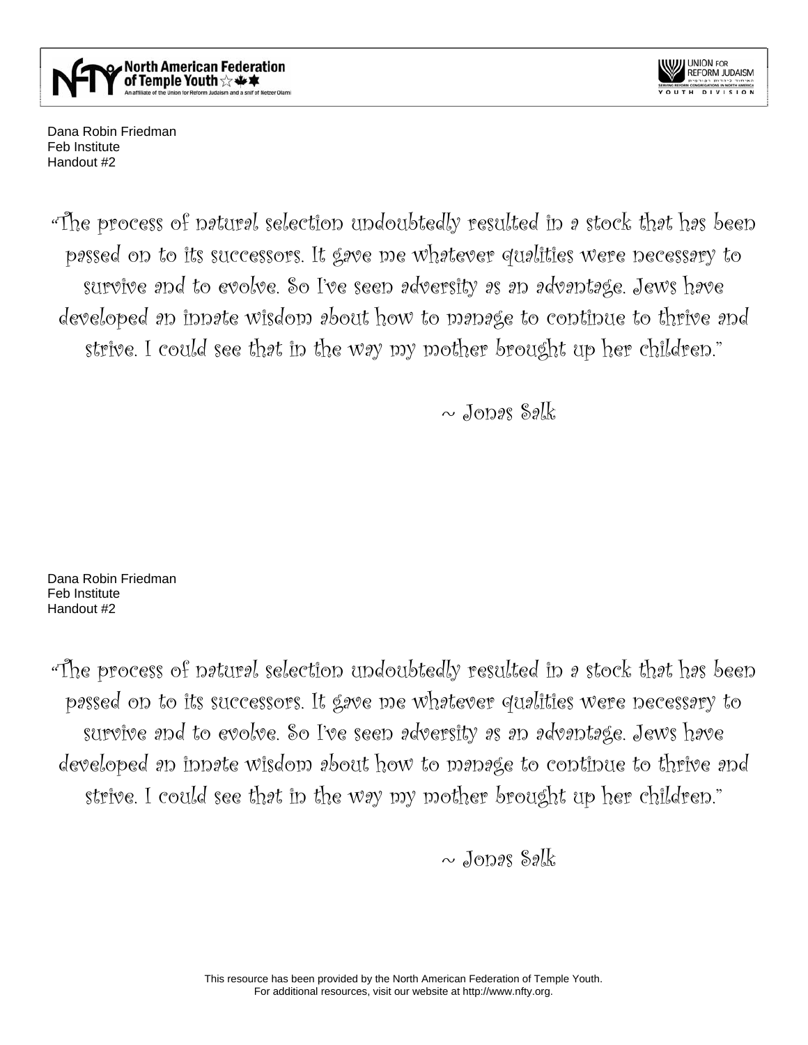Dana Robin Friedman
Feb Institute
Handout #2

"The process of natural selection undoubtedly resulted in a stock that has been passed on to its successors. It gave me whatever qualities were necessary to survive and to evolve. So I've seen adversity as an advantage. Jews have developed an innate wisdom about how to manage to continue to thrive and strive. I could see that in the way my mother brought up her children."

~ Jonas Salk

Dana Robin Friedman
Feb Institute
Handout #2

"The process of natural selection undoubtedly resulted in a stock that has been passed on to its successors. It gave me whatever qualities were necessary to survive and to evolve. So I've seen adversity as an advantage. Jews have developed an innate wisdom about how to manage to continue to thrive and strive. I could see that in the way my mother brought up her children."

~ Jonas Salk